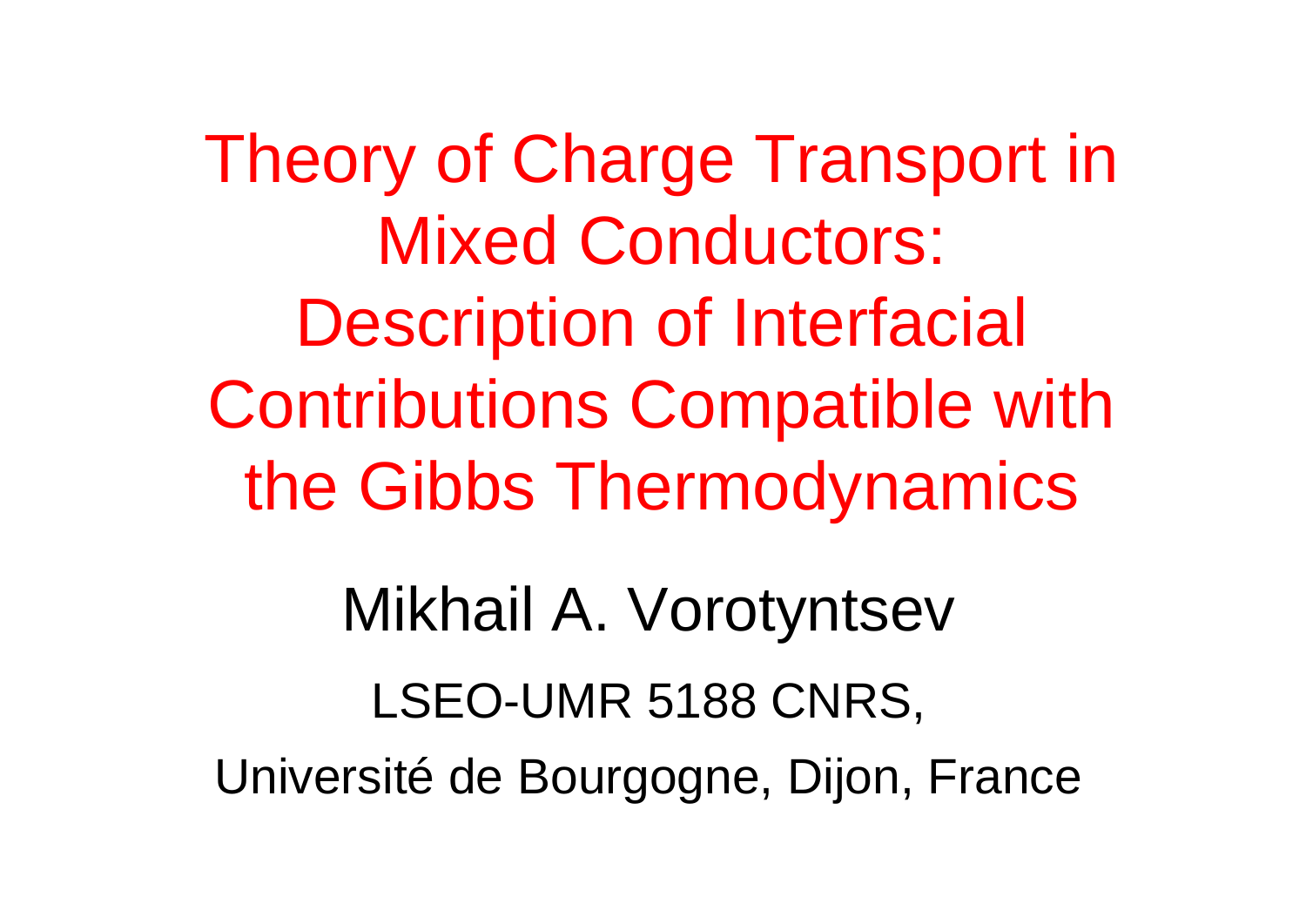# Theory of Charge Transport in Mixed Conductors: Description of Interfacial Contributions Compatible with the Gibbs Thermodynamics

Mikhail A. Vorotyntsev

LSEO-UMR 5188 CNRS,

Université de Bourgogne, Dijon, France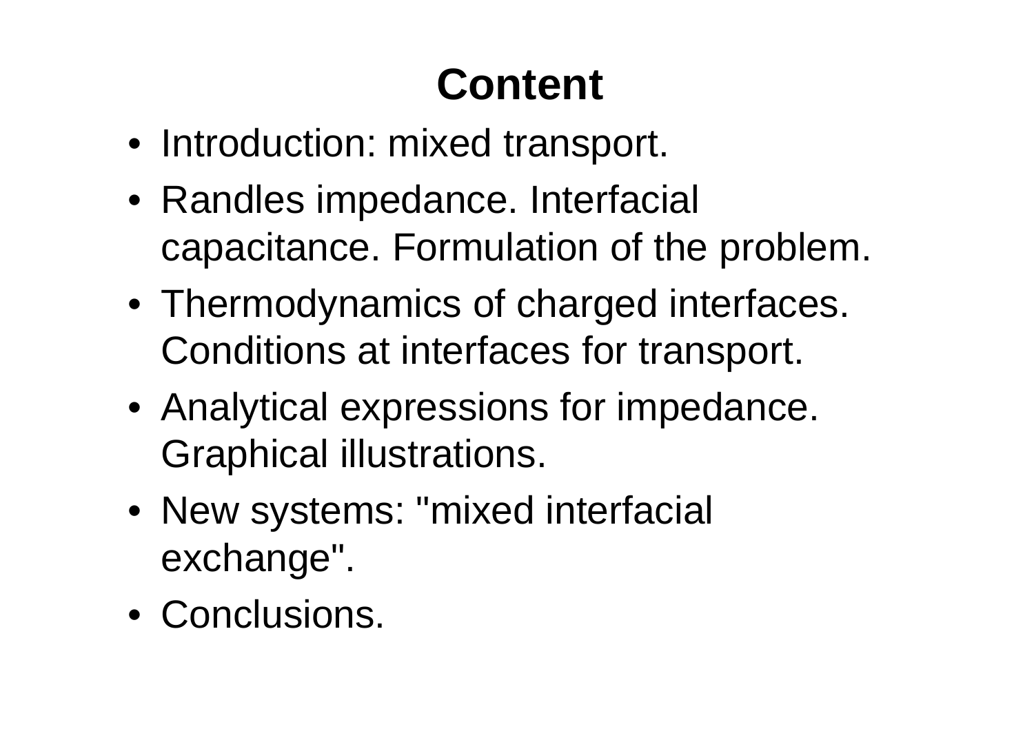# Content

- Introduction: mixed transport.
- Randles impedance. Interfacial capacitance. Formulation of the problem.
- Thermodynamics of charged interfaces. Conditions at interfaces for transport.
- Analytical expressions for impedance. Graphical illustrations.
- New systems: "mixed interfacial exchange".
- Conclusions.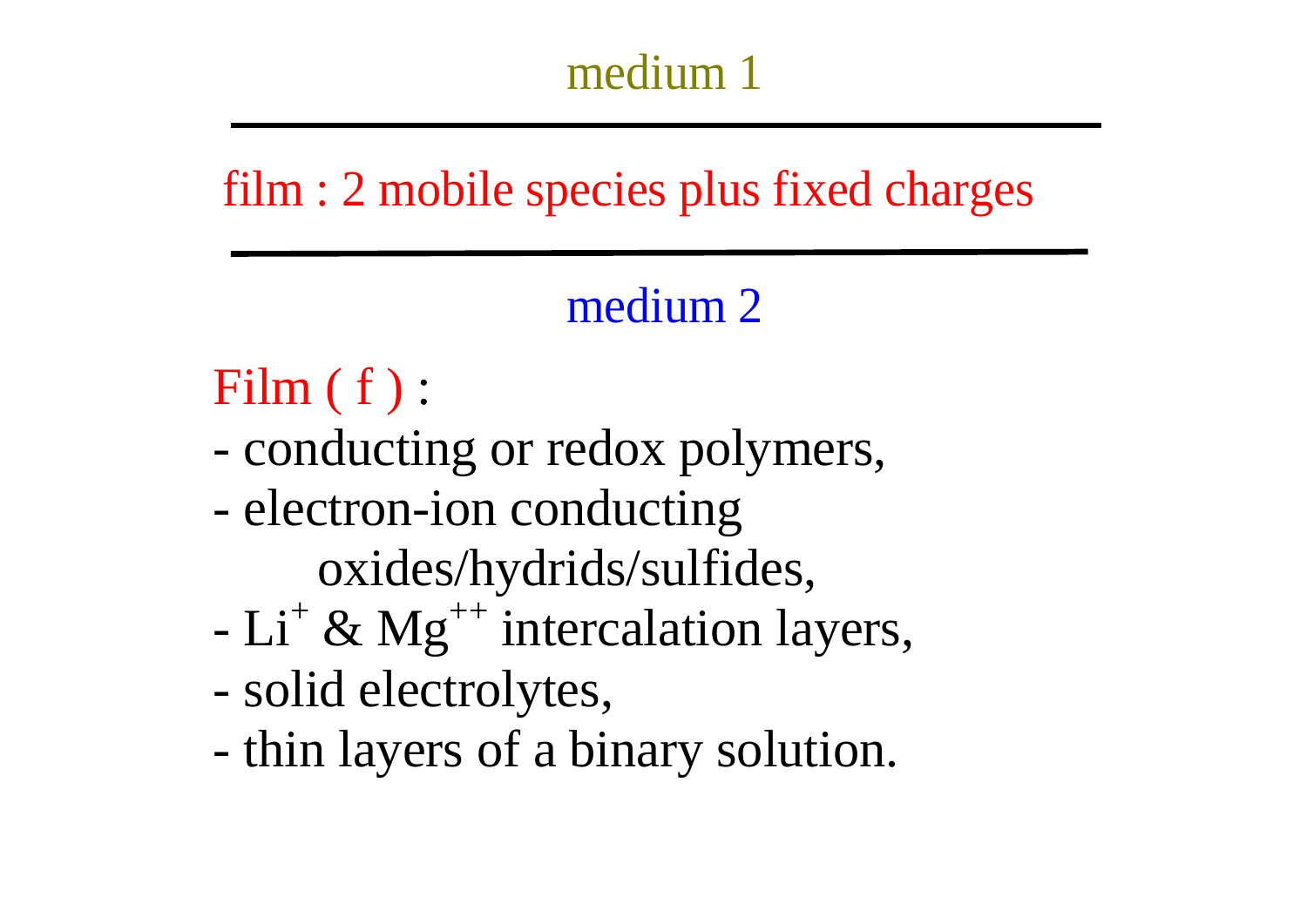medium 1

---

film : 2 mobile species plus fixed charges

---

medium 2

Film ( f ) :

- conducting or redox polymers,
- electron-ion conducting oxides/hydrids/sulfides,
- $Li^{+}$ & $Mg^{++}$ intercalation layers,
- solid electrolytes,
- thin layers of a binary solution.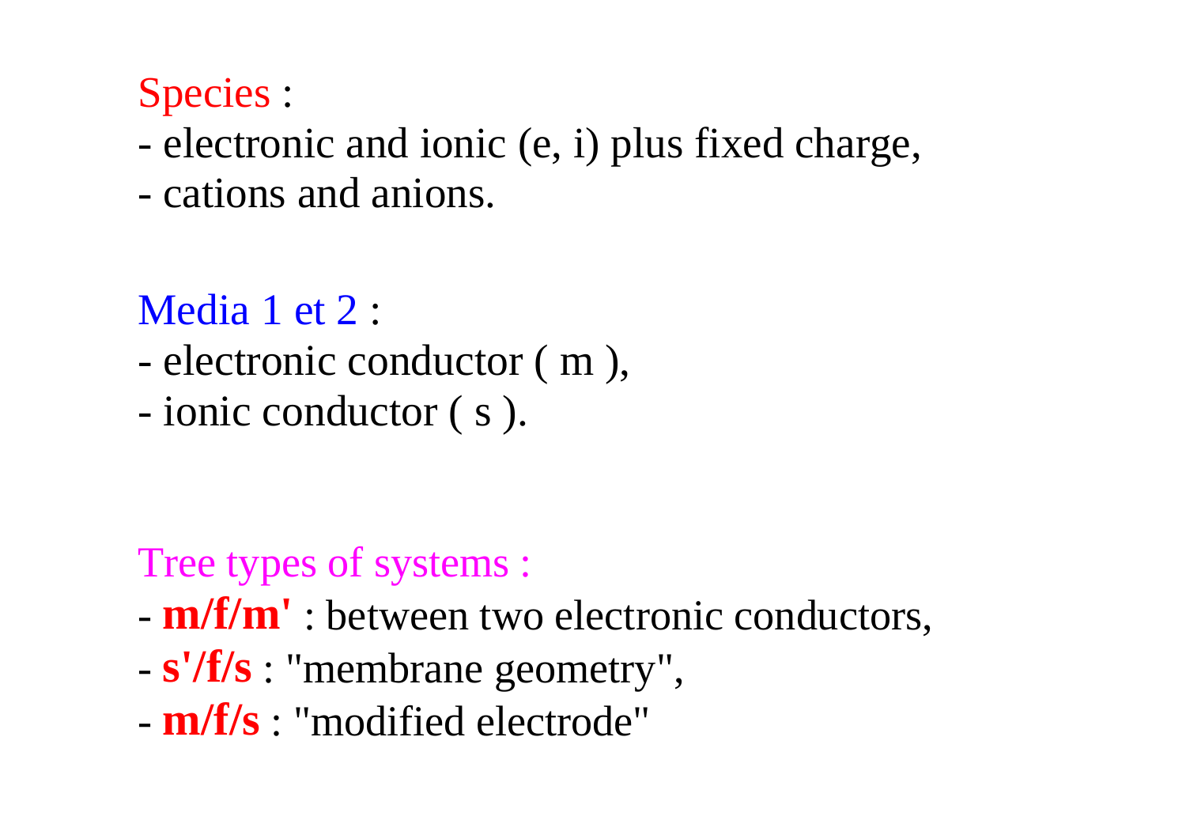Species :

- electronic and ionic (e, i) plus fixed charge,
- cations and anions.

Media 1 et 2 :

- electronic conductor ( m ),
- ionic conductor ( s ).

Tree types of systems :

- **m/f/m'** : between two electronic conductors,
- **s'/f/s** : "membrane geometry",
- **m/f/s** : "modified electrode"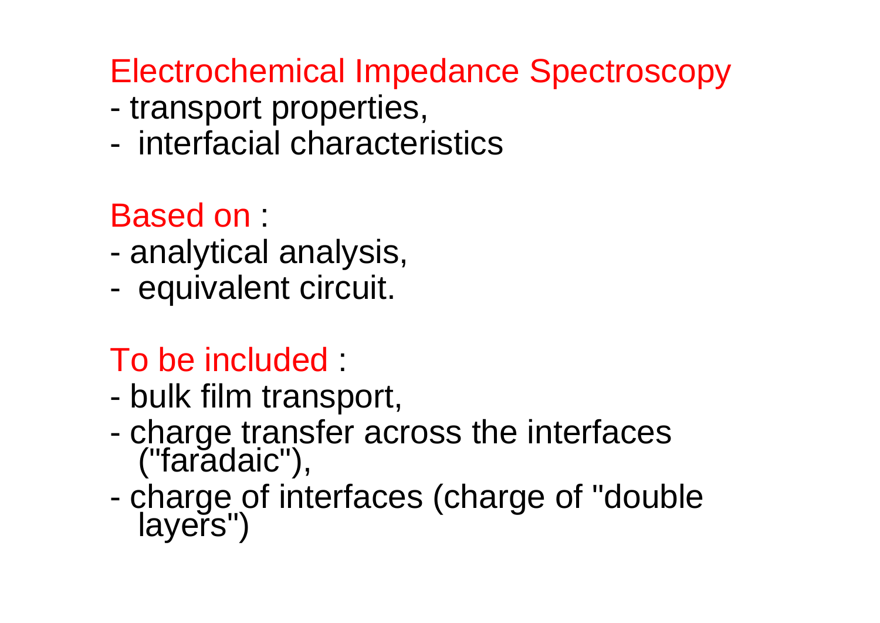## Electrochemical Impedance Spectroscopy

- transport properties,
- interfacial characteristics

**Based on** :

- analytical analysis,
- equivalent circuit.

**To be included** :

- bulk film transport,
- charge transfer across the interfaces ("faradaic"),
- charge of interfaces (charge of "double layers")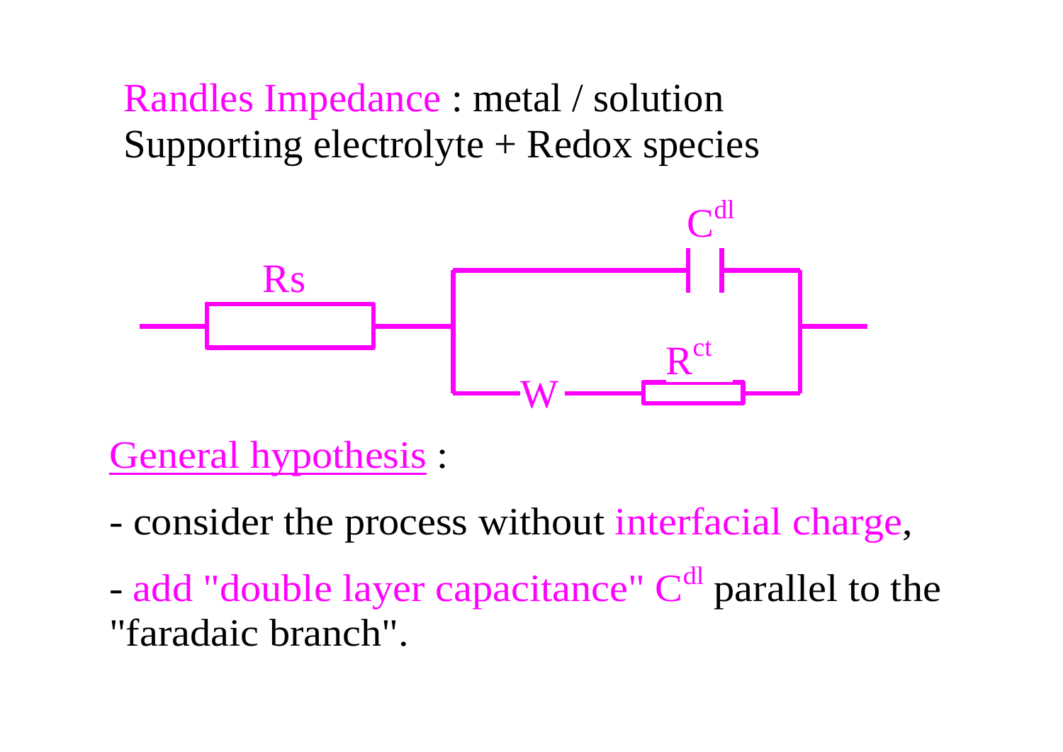Randles Impedance : metal / solution
Supporting electrolyte + Redox species

$R_s$ — ( $C^{dl}$ ∥ [ W — $R^{ct}$ ] )

<u>General hypothesis</u> :

- consider the process without interfacial charge,

- add "double layer capacitance" $C^{dl}$ parallel to the "faradaic branch".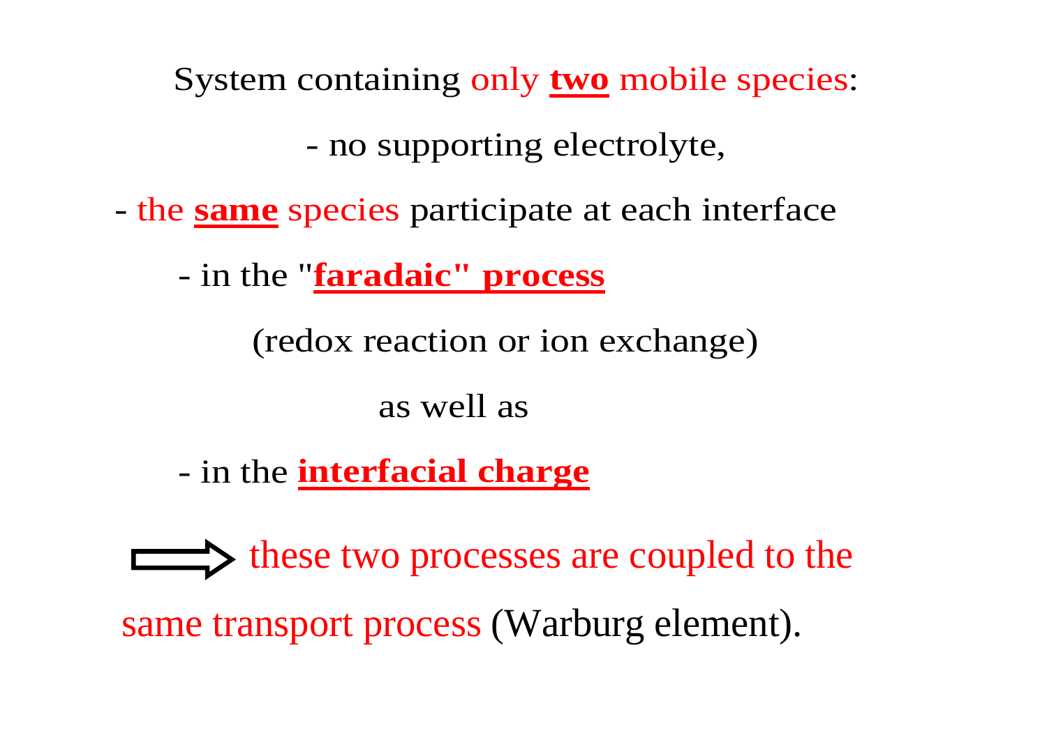System containing only **two** mobile species:

- no supporting electrolyte,

- the **same** species participate at each interface

  - in the "**faradaic" process**

    (redox reaction or ion exchange)

    as well as

  - in the **interfacial charge**

⇨ these two processes are coupled to the same transport process (Warburg element).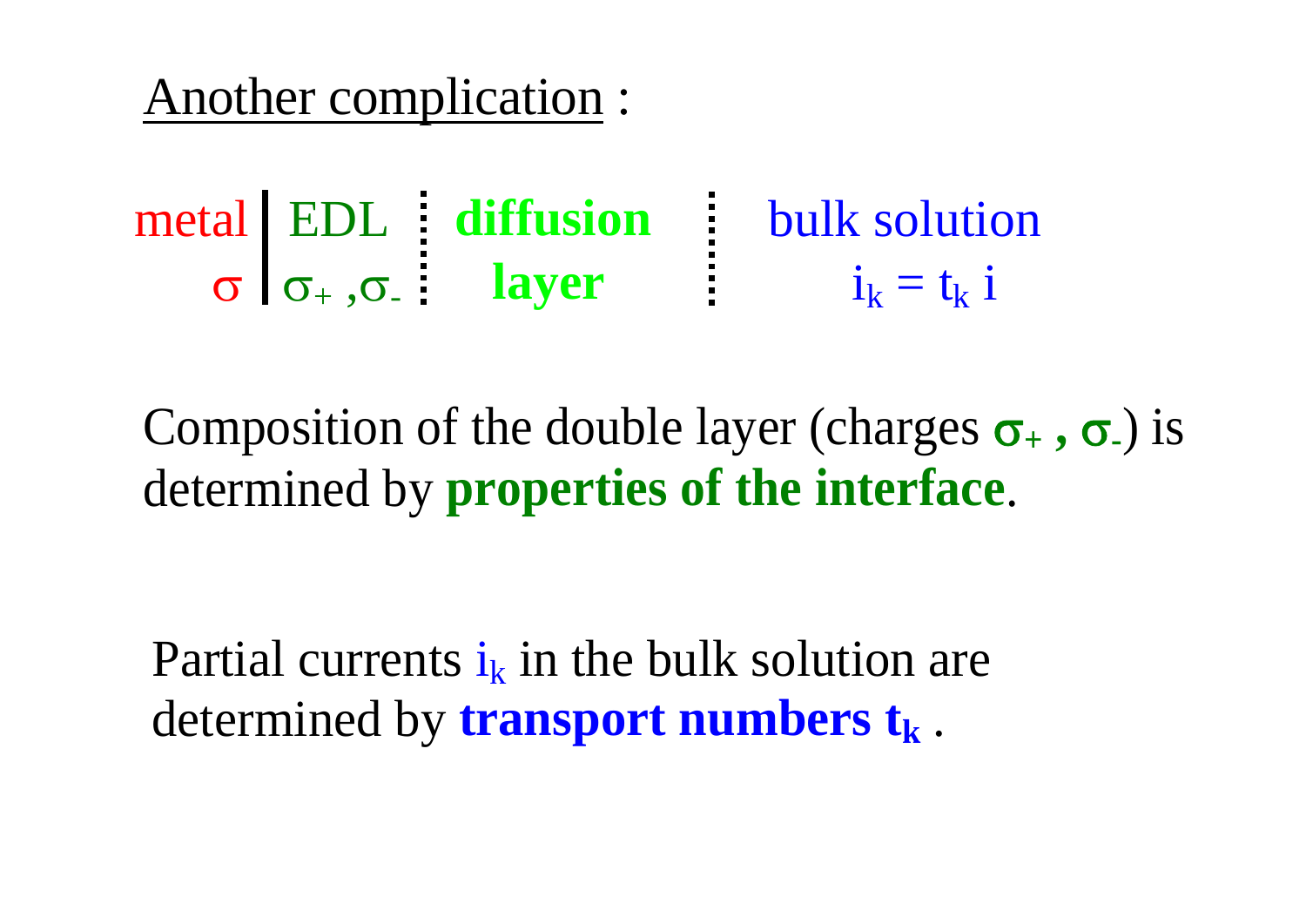## Another complication :

| metal | EDL | diffusion | bulk solution |
| --- | --- | --- | --- |
| $\sigma$ | $\sigma_+$ ,$\sigma_-$ | **layer** | $i_k = t_k\, i$ |

Composition of the double layer (charges $\sigma_+$ **,** $\sigma_-$) is determined by **properties of the interface**.

Partial currents $i_k$ in the bulk solution are determined by **transport numbers $t_k$** .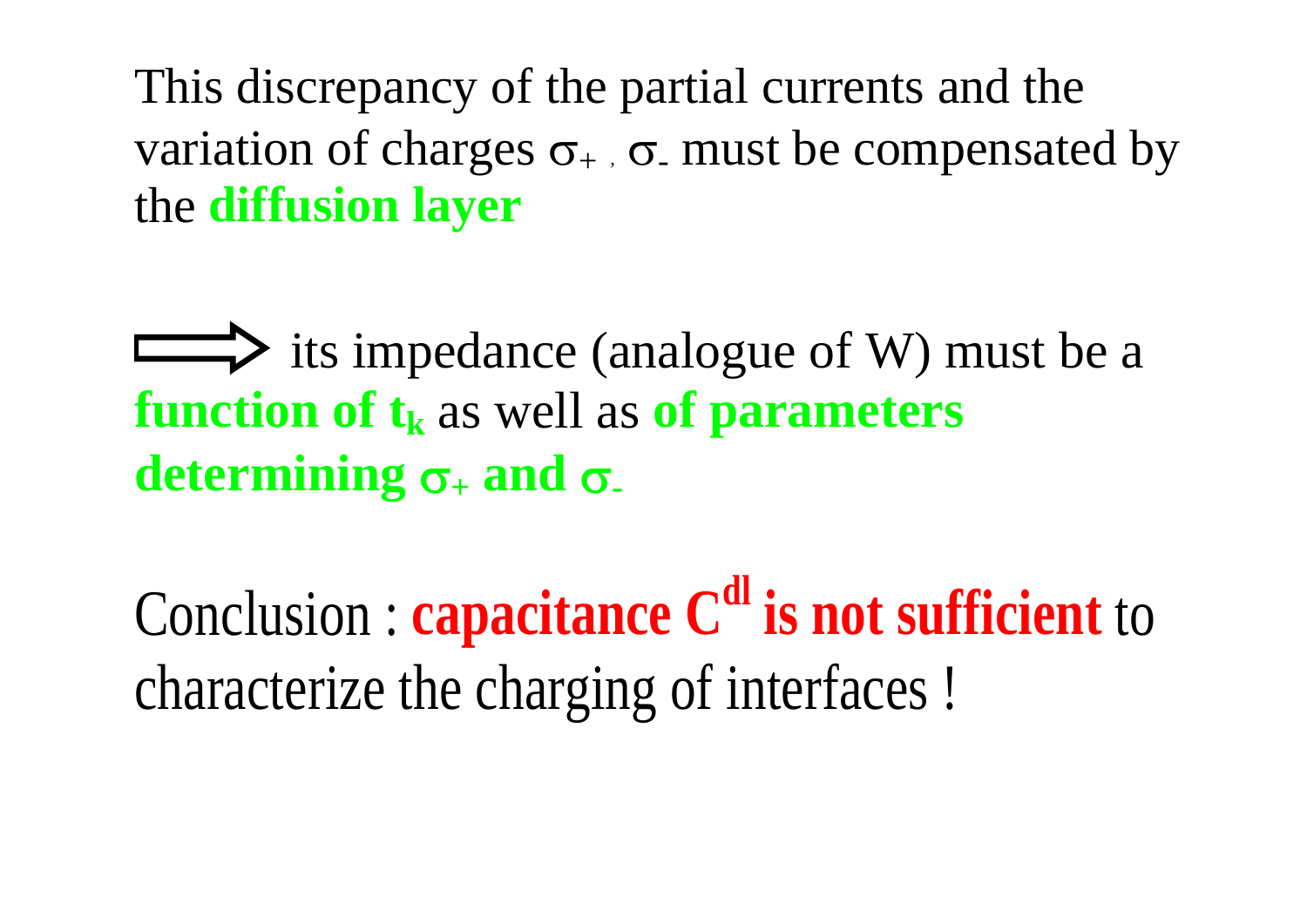This discrepancy of the partial currents and the variation of charges $\sigma_+$ , $\sigma_-$ must be compensated by the **diffusion layer**

⟹ its impedance (analogue of W) must be a **function of $t_k$** as well as **of parameters determining $\sigma_+$ and $\sigma_-$**

Conclusion : **capacitance $C^{dl}$ is not sufficient** to characterize the charging of interfaces !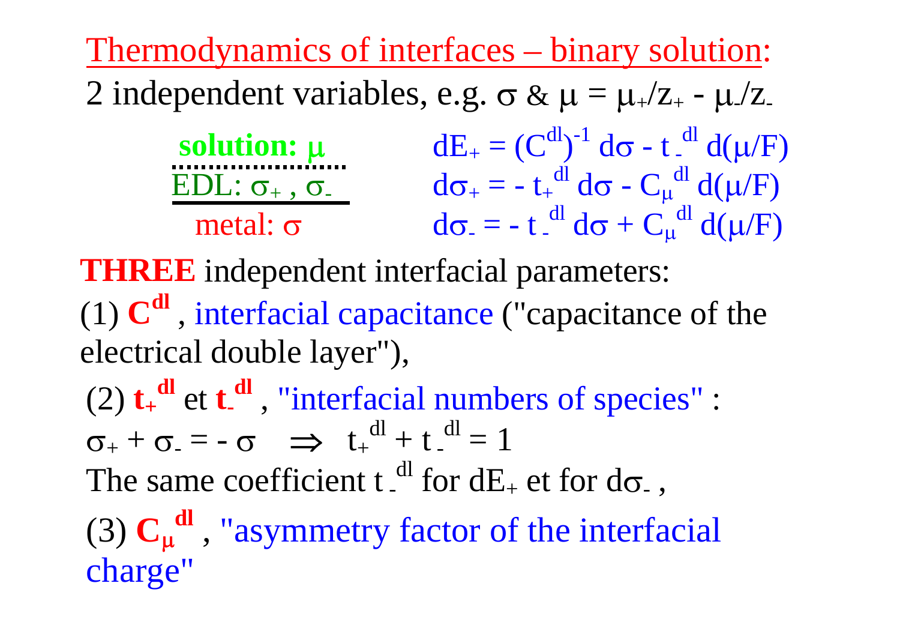## Thermodynamics of interfaces – binary solution:

2 independent variables, e.g. $\sigma$ & $\mu = \mu_+/z_+ - \mu_-/z_-$

**solution: $\mu$**

EDL: $\sigma_+$ , $\sigma_-$

metal: $\sigma$

$$dE_+ = (C^{dl})^{-1}\, d\sigma - t_-^{dl}\, d(\mu/F)$$

$$d\sigma_+ = - t_+^{dl}\, d\sigma - C_\mu^{dl}\, d(\mu/F)$$

$$d\sigma_- = - t_-^{dl}\, d\sigma + C_\mu^{dl}\, d(\mu/F)$$

**THREE** independent interfacial parameters:

(1) $\mathbf{C^{dl}}$ , interfacial capacitance ("capacitance of the electrical double layer"),

(2) $\mathbf{t_+^{dl}}$ et $\mathbf{t_-^{dl}}$ , "interfacial numbers of species" :

$\sigma_+ + \sigma_- = - \sigma \quad \Rightarrow \quad t_+^{dl} + t_-^{dl} = 1$

The same coefficient $t_-^{dl}$ for $dE_+$ et for $d\sigma_-$ ,

(3) $\mathbf{C_\mu^{dl}}$ , "asymmetry factor of the interfacial charge"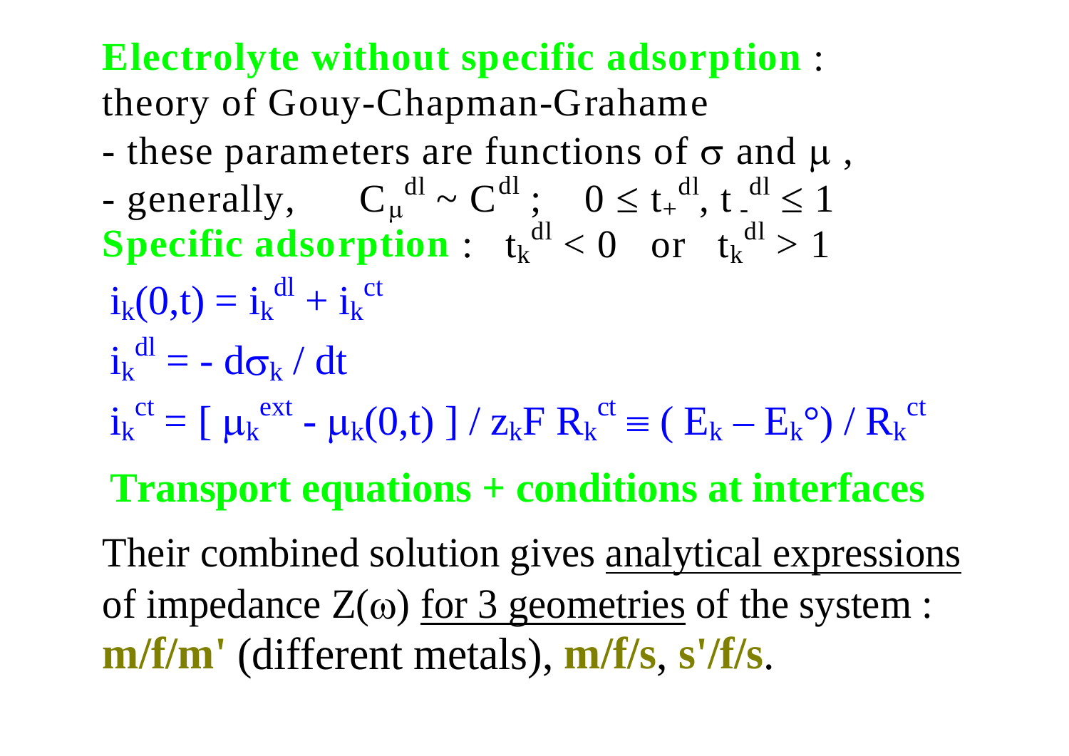**Electrolyte without specific adsorption** :
theory of Gouy-Chapman-Grahame

- these parameters are functions of $\sigma$ and $\mu$ ,
- generally, $C_\mu^{dl} \sim C^{dl}$ ; $0 \leq t_+^{dl}, t_-^{dl} \leq 1$

**Specific adsorption** : $t_k^{dl} < 0$ or $t_k^{dl} > 1$

$$i_k(0,t) = i_k^{dl} + i_k^{ct}$$

$$i_k^{dl} = - d\sigma_k / dt$$

$$i_k^{ct} = [\ \mu_k^{ext} - \mu_k(0,t)\ ] / z_k F\ R_k^{ct} \equiv (\ E_k - E_k°) / R_k^{ct}$$

**Transport equations + conditions at interfaces**

Their combined solution gives analytical expressions of impedance $Z(\omega)$ for 3 geometries of the system : **m/f/m'** (different metals), **m/f/s**, **s'/f/s**.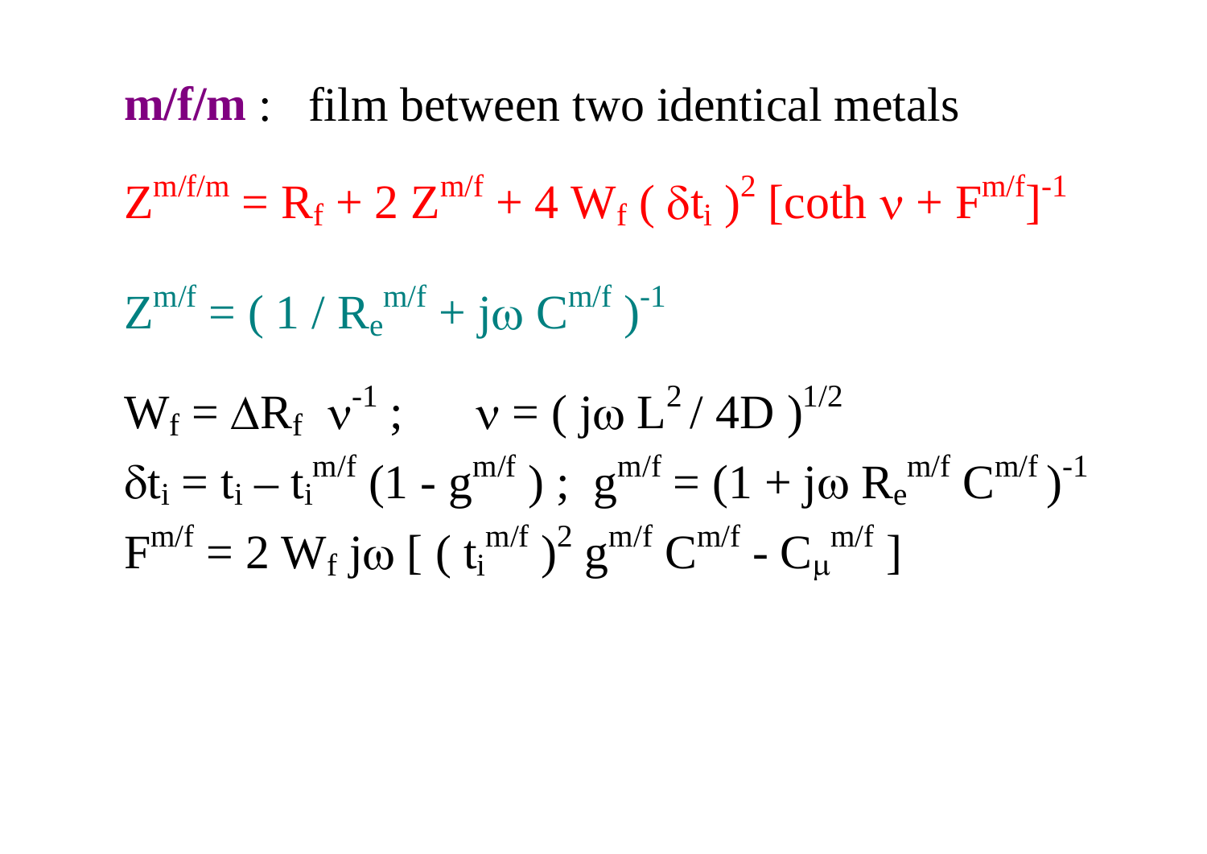**m/f/m** : film between two identical metals

$$Z^{m/f/m} = R_f + 2\,Z^{m/f} + 4\,W_f\,(\,\delta t_i\,)^2\,[\coth \nu + F^{m/f}]^{-1}$$

$$Z^{m/f} = (\,1\,/\,R_e^{m/f} + j\omega\,C^{m/f}\,)^{-1}$$

$$W_f = \Delta R_f\ \nu^{-1}\,; \qquad \nu = (\,j\omega\,L^2\,/\,4D\,)^{1/2}$$

$$\delta t_i = t_i - t_i^{m/f}\,(1 - g^{m/f}\,)\,;\ \ g^{m/f} = (1 + j\omega\,R_e^{m/f}\,C^{m/f}\,)^{-1}$$

$$F^{m/f} = 2\,W_f\,j\omega\,[\,(\,t_i^{m/f}\,)^2\,g^{m/f}\,C^{m/f} - C_\mu^{m/f}\,]$$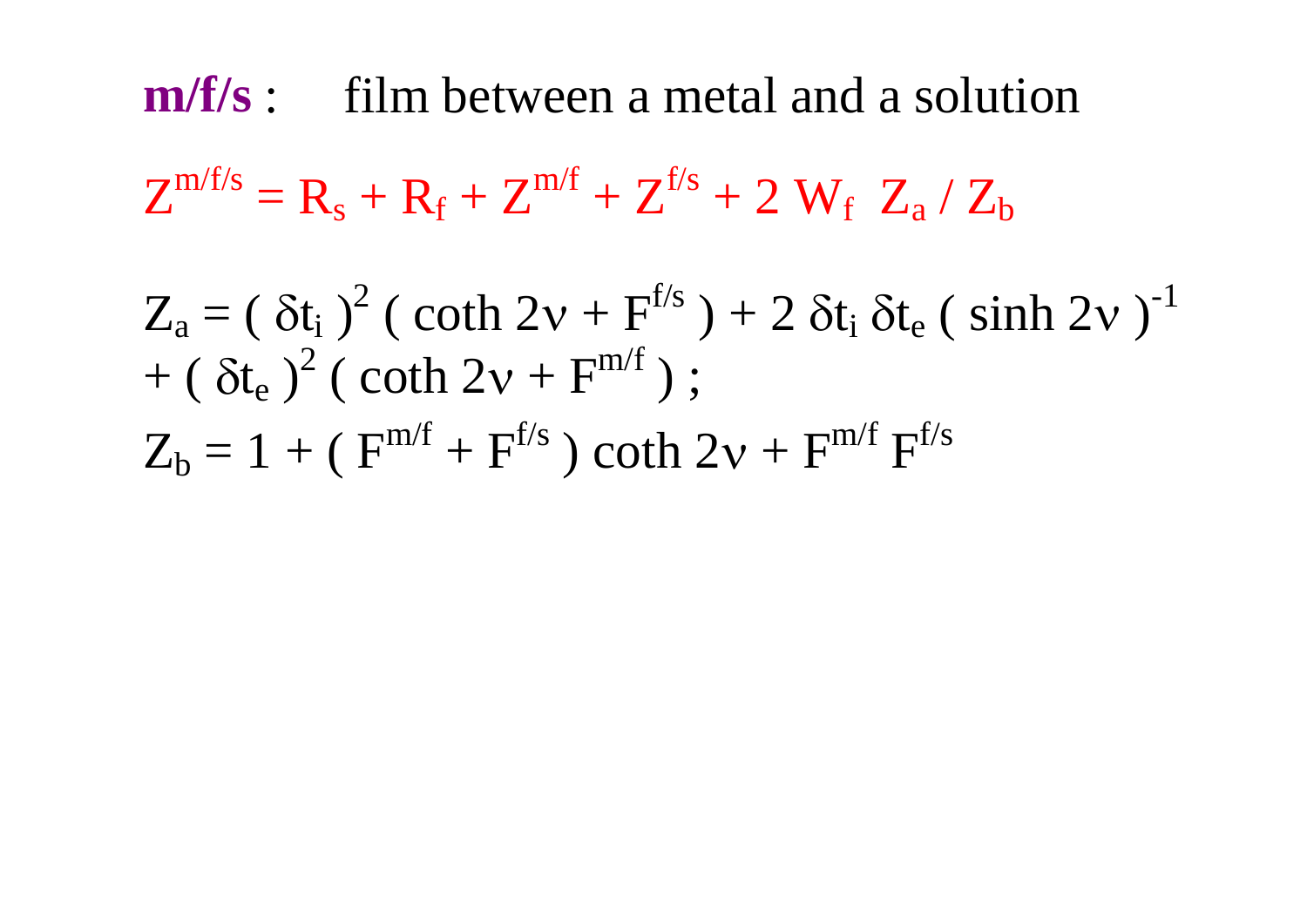**m/f/s** : film between a metal and a solution

$$Z^{m/f/s} = R_s + R_f + Z^{m/f} + Z^{f/s} + 2\, W_f\ Z_a / Z_b$$

$$Z_a = (\ \delta t_i\ )^2\ (\ \coth 2\nu + F^{f/s}\ ) + 2\ \delta t_i\ \delta t_e\ (\ \sinh 2\nu\ )^{-1} + (\ \delta t_e\ )^2\ (\ \coth 2\nu + F^{m/f}\ )\ ;$$

$$Z_b = 1 + (\ F^{m/f} + F^{f/s}\ )\ \coth 2\nu + F^{m/f}\ F^{f/s}$$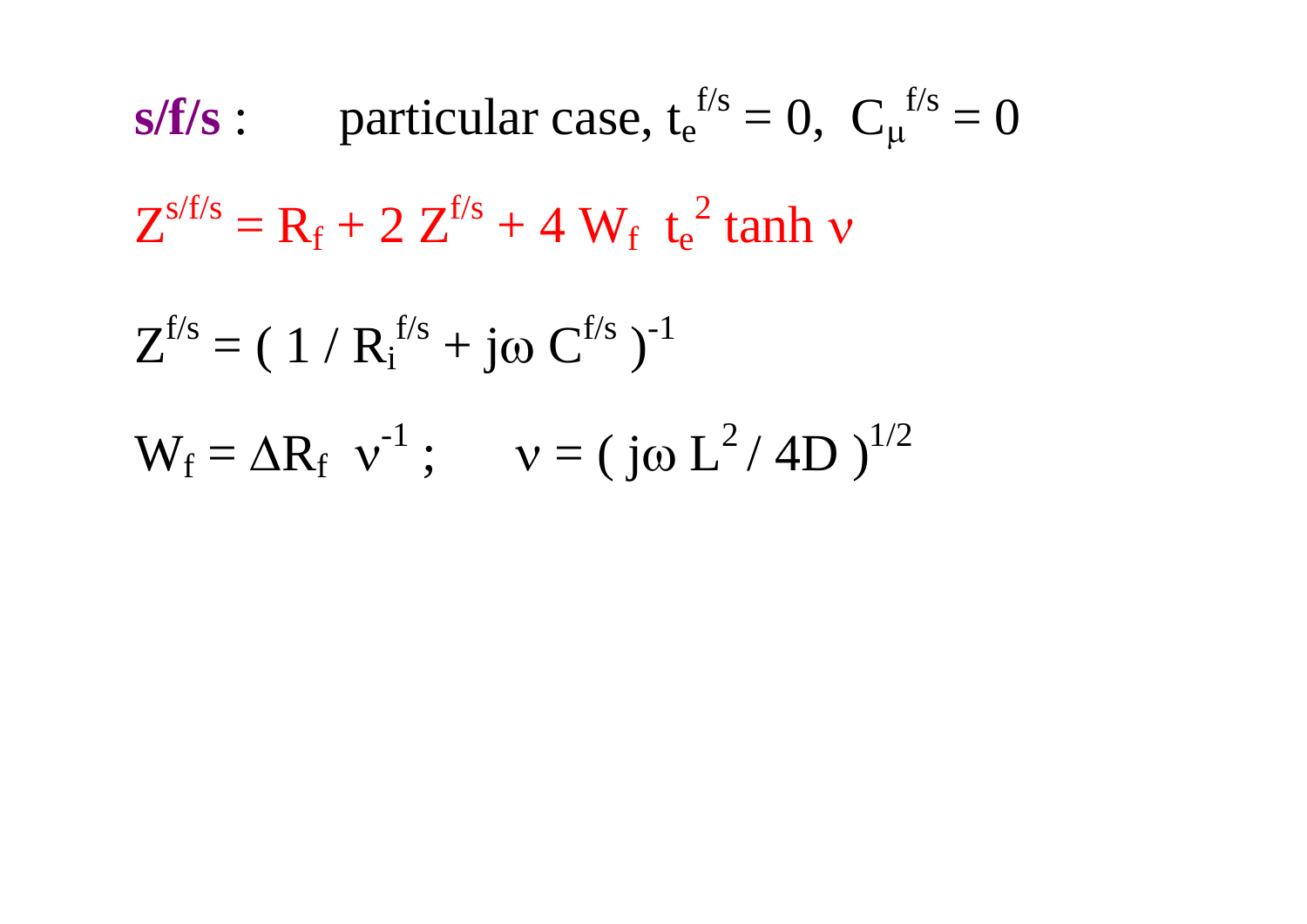**s/f/s** : particular case, $t_e^{f/s} = 0$, $C_\mu^{f/s} = 0$

$$Z^{s/f/s} = R_f + 2\, Z^{f/s} + 4\, W_f\; t_e^2 \tanh \nu$$

$$Z^{f/s} = (\, 1 / R_i^{f/s} + j\omega\, C^{f/s}\,)^{-1}$$

$$W_f = \Delta R_f\;\nu^{-1}\,; \qquad \nu = (\, j\omega\, L^2 / 4D\,)^{1/2}$$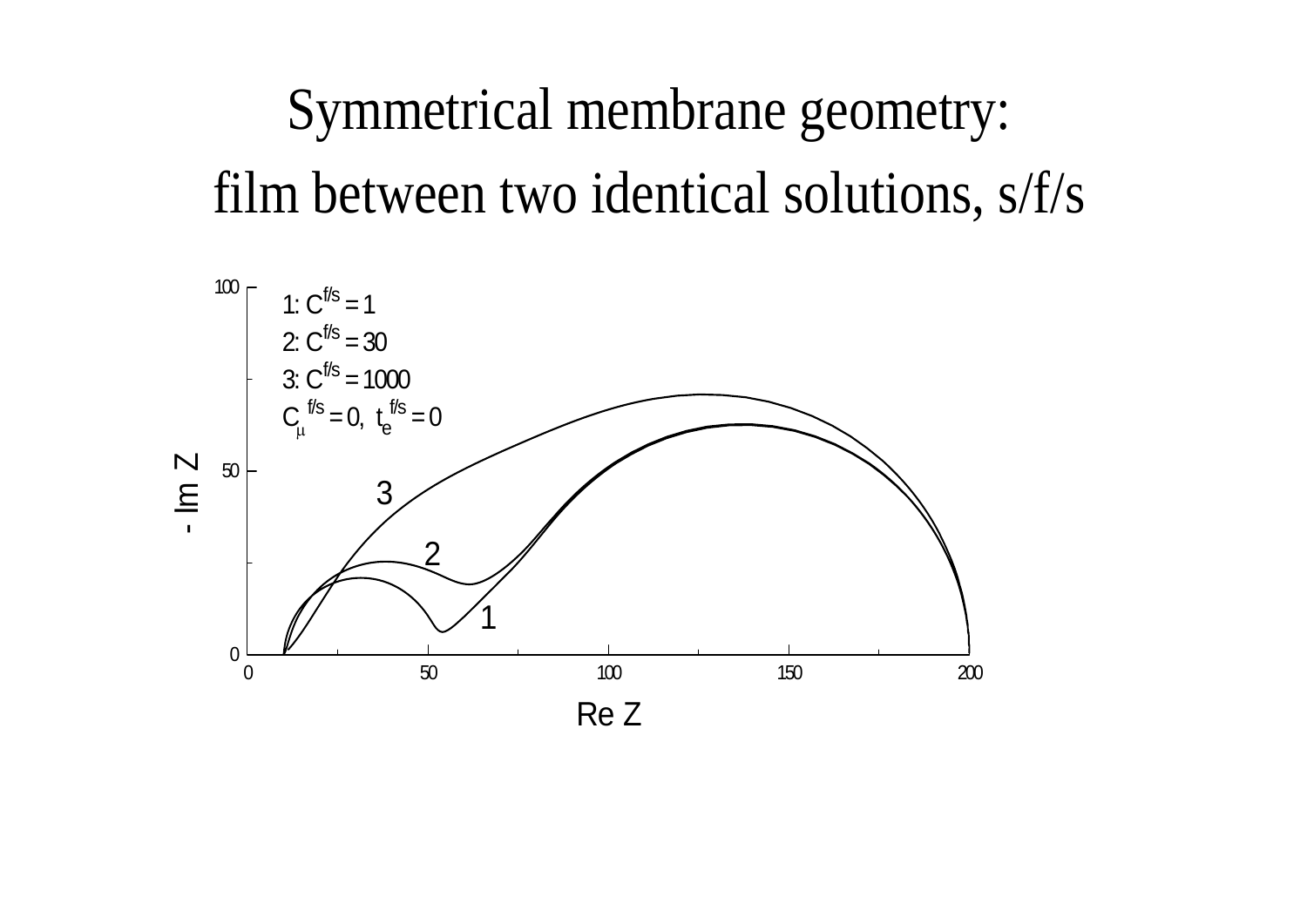# Symmetrical membrane geometry:

# film between two identical solutions, s/f/s

1: $C^{f/s} = 1$

2: $C^{f/s} = 30$

3: $C^{f/s} = 1000$

$C_{\mu}^{f/s} = 0$, $t_e^{f/s} = 0$

- Im Z

Re Z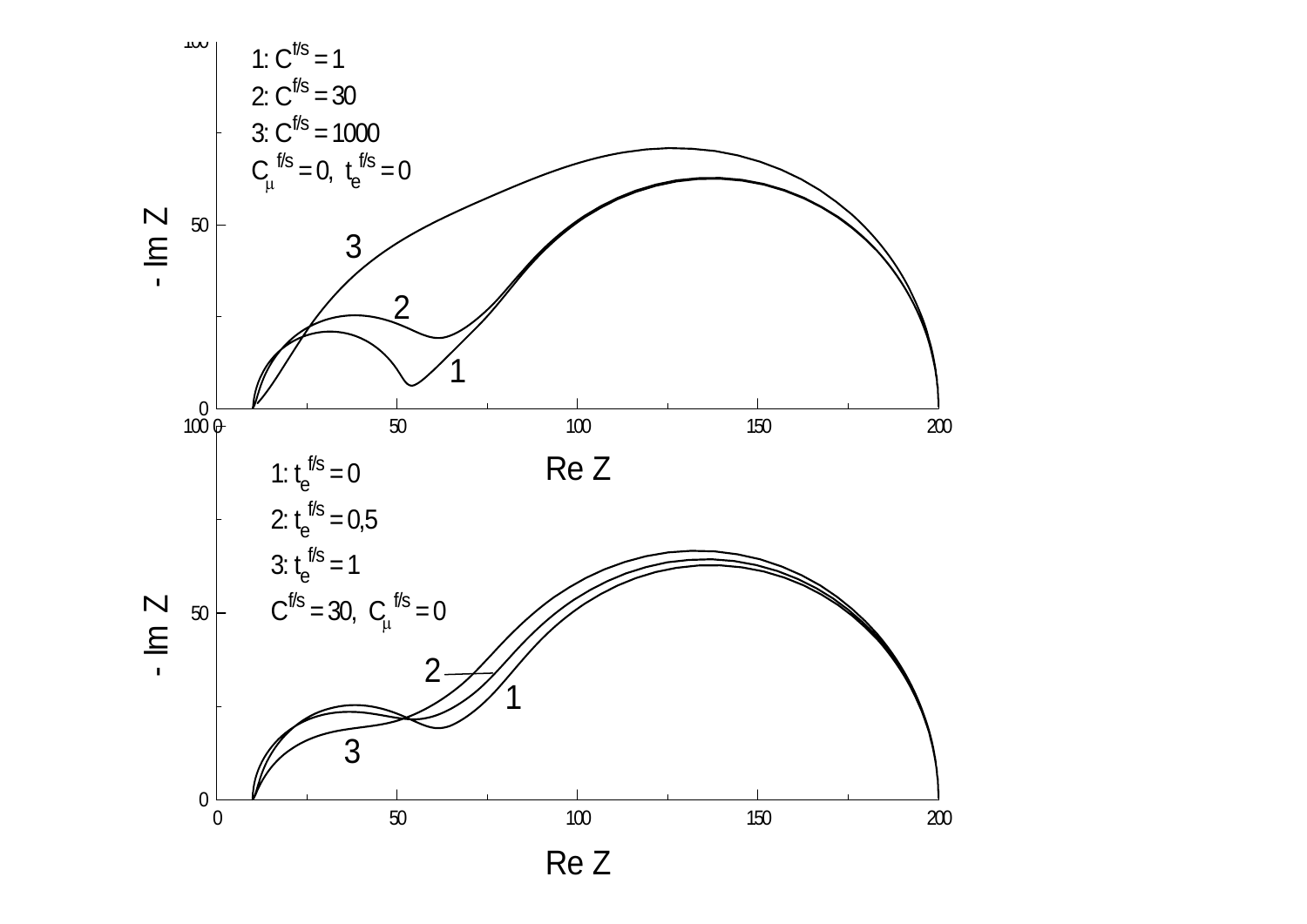1: $C^{f/s} = 1$

2: $C^{f/s} = 30$

3: $C^{f/s} = 1000$

$C_{\mu}^{f/s} = 0$, $t_e^{f/s} = 0$

- Im Z

Re Z

1: $t_e^{f/s} = 0$

2: $t_e^{f/s} = 0,5$

3: $t_e^{f/s} = 1$

$C^{f/s} = 30$, $C_{\mu}^{f/s} = 0$

- Im Z

Re Z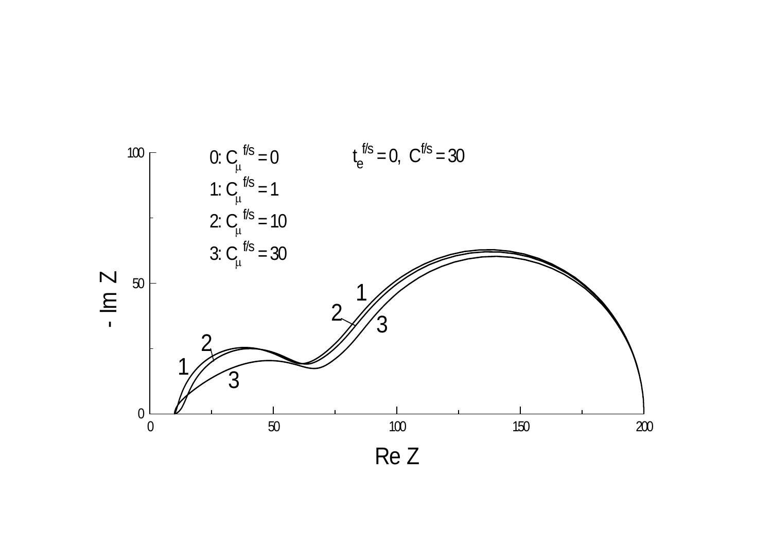0: $C_\mu^{f/s} = 0$

1: $C_\mu^{f/s} = 1$

2: $C_\mu^{f/s} = 10$

3: $C_\mu^{f/s} = 30$

$t_e^{f/s} = 0,\ C^{f/s} = 30$

- Im Z

Re Z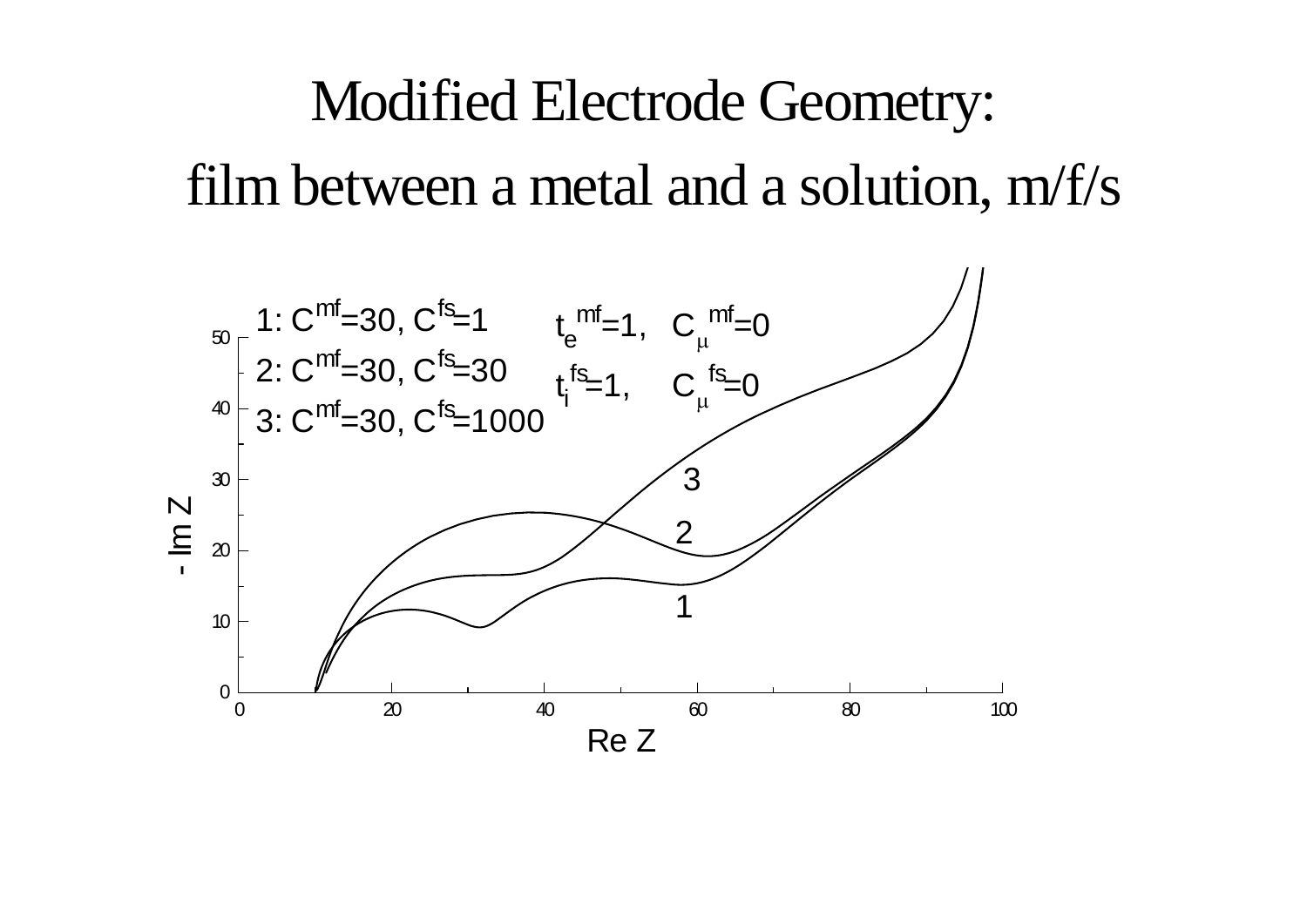# Modified Electrode Geometry:

# film between a metal and a solution, m/f/s

1: $C^{mf}=30$, $C^{fs}=1$

2: $C^{mf}=30$, $C^{fs}=30$

3: $C^{mf}=30$, $C^{fs}=1000$

$t_e^{mf}=1$, $C_\mu^{mf}=0$

$t_i^{fs}=1$, $C_\mu^{fs}=0$

- Im Z

Re Z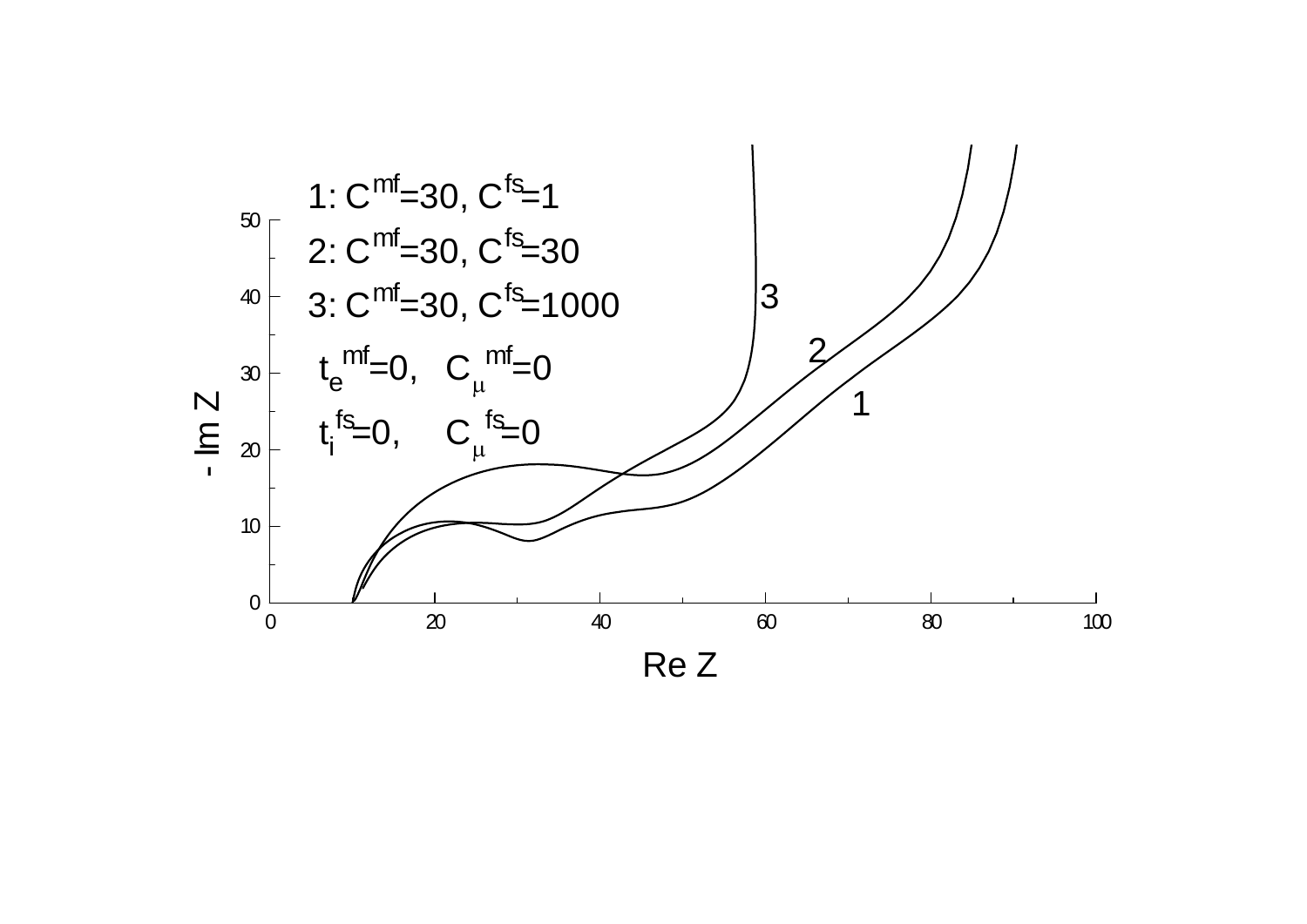1: $C^{mf}=30$, $C^{fs}=1$

2: $C^{mf}=30$, $C^{fs}=30$

3: $C^{mf}=30$, $C^{fs}=1000$

$t_e^{mf}=0$, $C_\mu^{mf}=0$

$t_i^{fs}=0$, $C_\mu^{fs}=0$

- Im Z

Re Z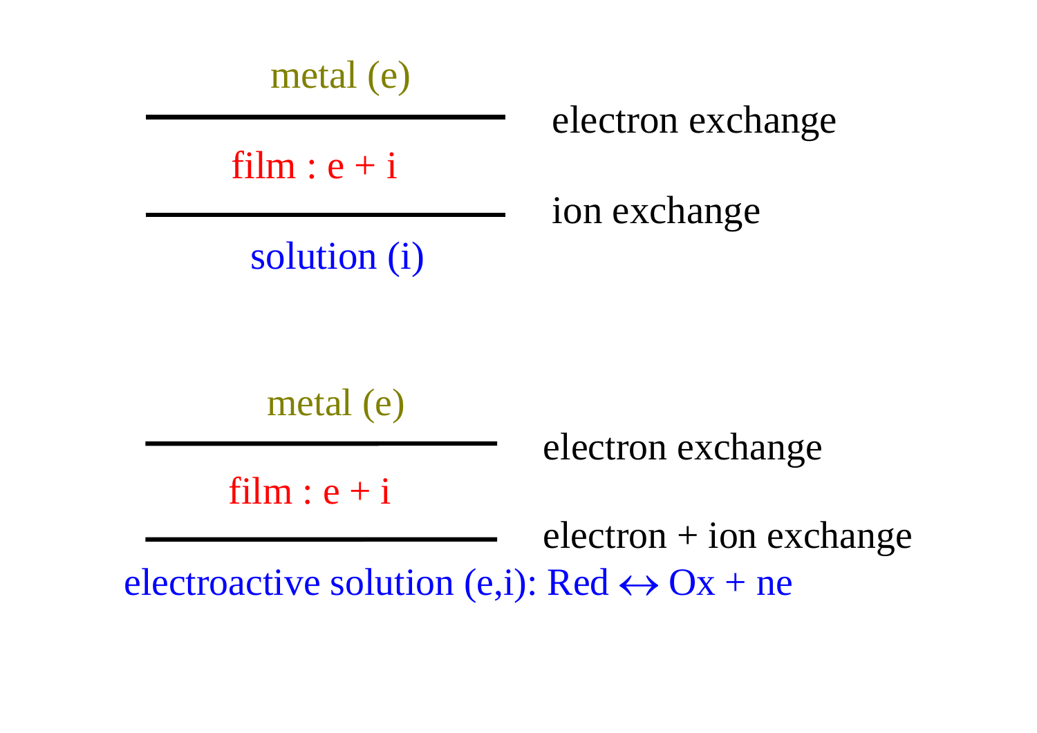metal (e)

---

film : e + i — electron exchange (metal/film interface)

---

solution (i) — ion exchange (film/solution interface)

metal (e)

---

film : e + i — electron exchange (metal/film interface)

---

electroactive solution (e,i): Red ↔ Ox + ne — electron + ion exchange (film/solution interface)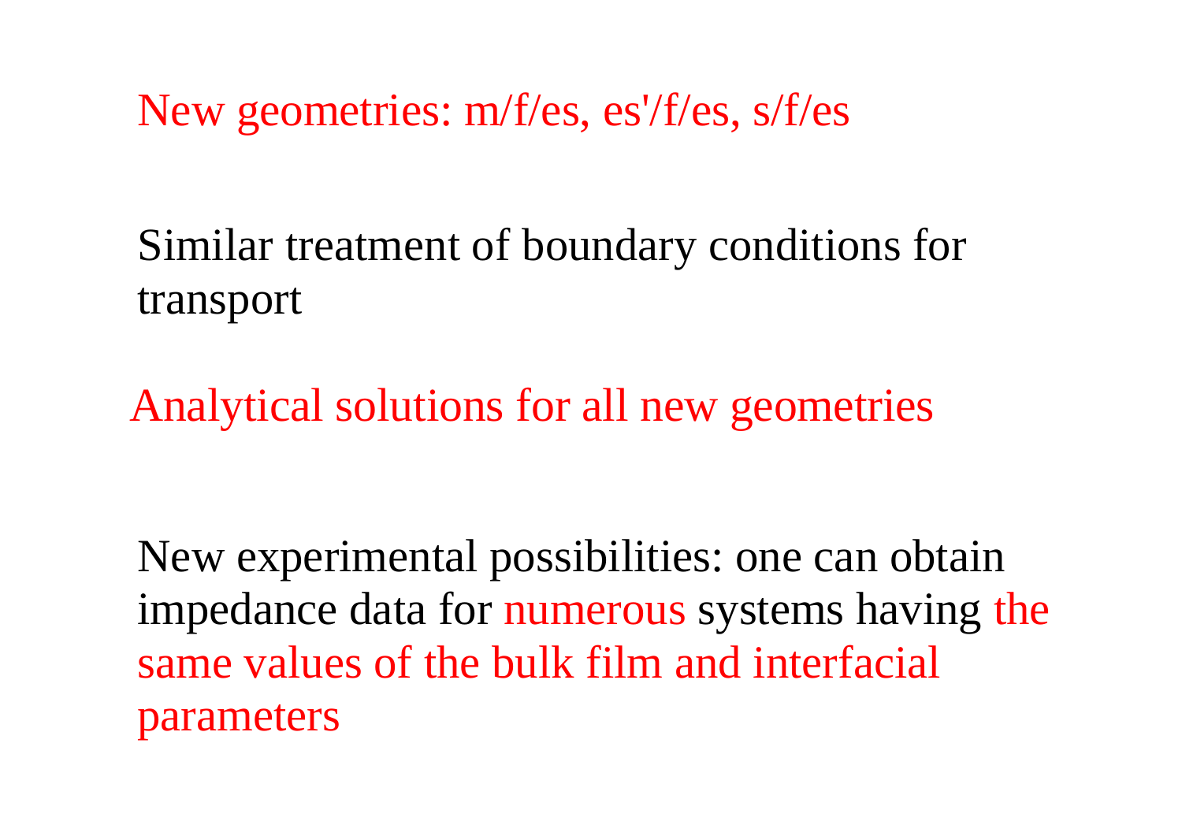New geometries: m/f/es, es'/f/es, s/f/es

Similar treatment of boundary conditions for transport

Analytical solutions for all new geometries

New experimental possibilities: one can obtain impedance data for numerous systems having the same values of the bulk film and interfacial parameters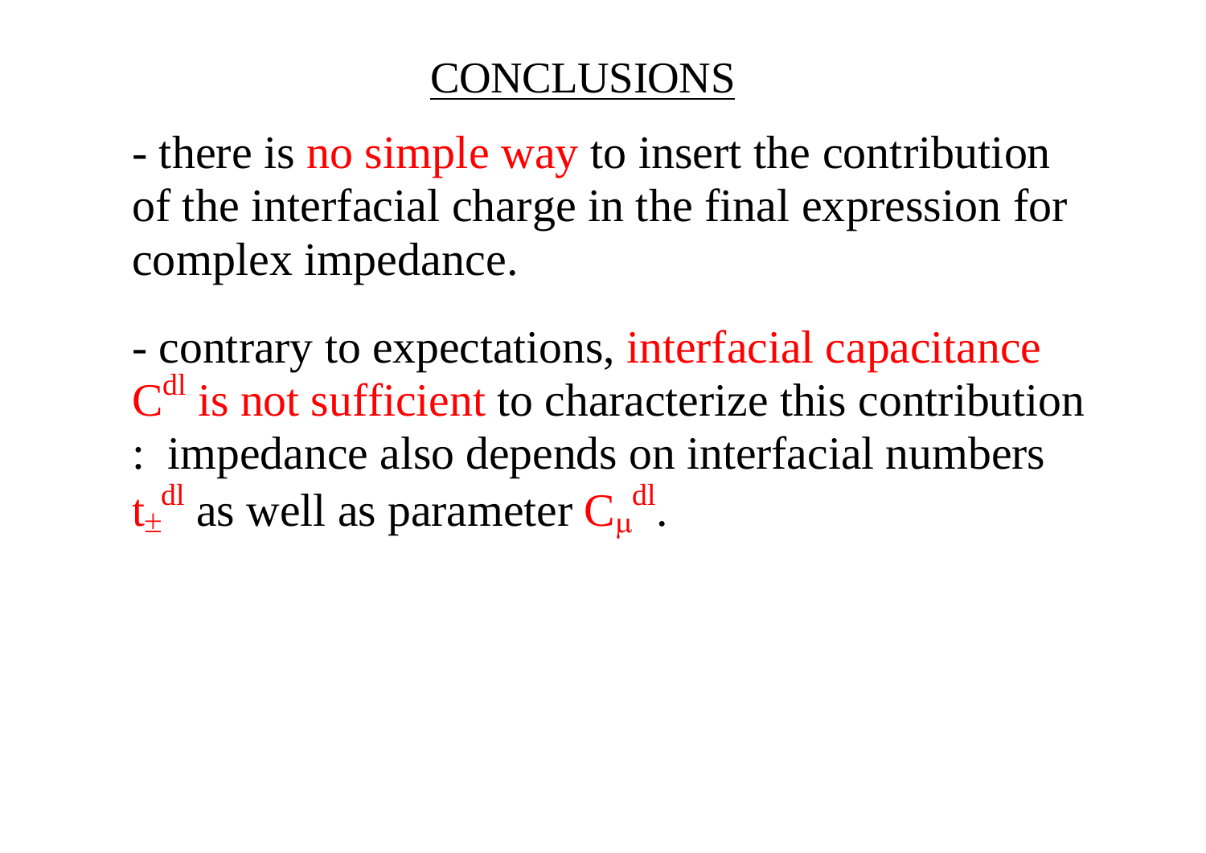# CONCLUSIONS

- there is no simple way to insert the contribution of the interfacial charge in the final expression for complex impedance.

- contrary to expectations, interfacial capacitance $C^{dl}$ is not sufficient to characterize this contribution : impedance also depends on interfacial numbers $t_{\pm}^{dl}$ as well as parameter $C_{\mu}^{dl}$.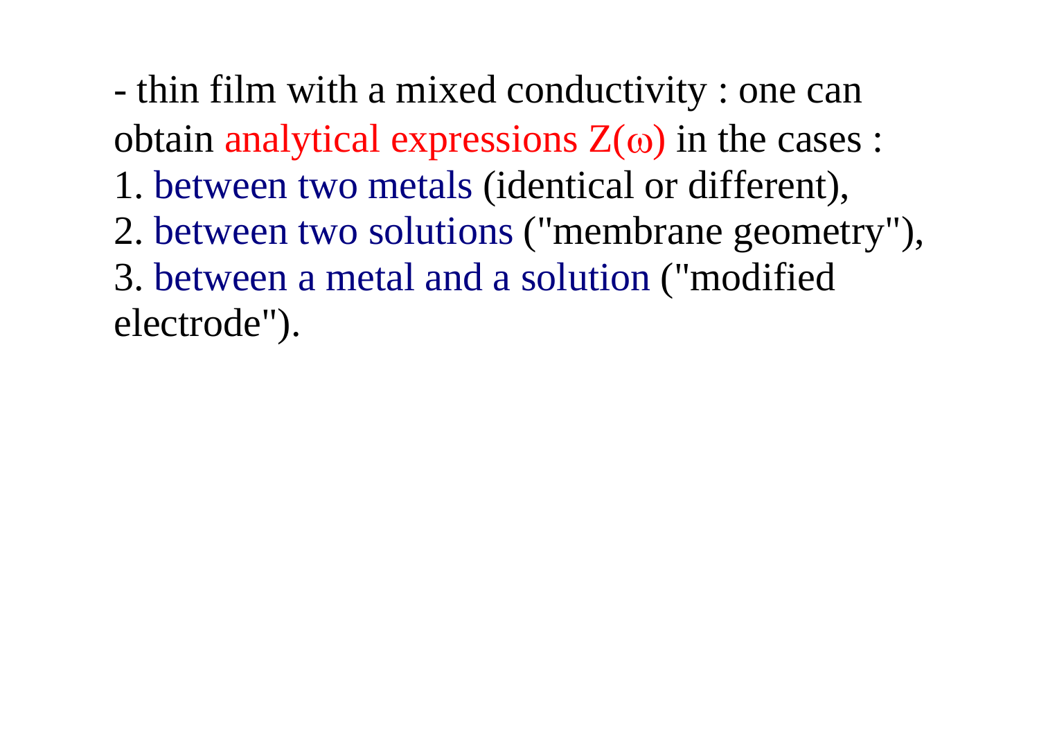- thin film with a mixed conductivity : one can obtain analytical expressions $Z(\omega)$ in the cases :

1. between two metals (identical or different),
2. between two solutions ("membrane geometry"),
3. between a metal and a solution ("modified electrode").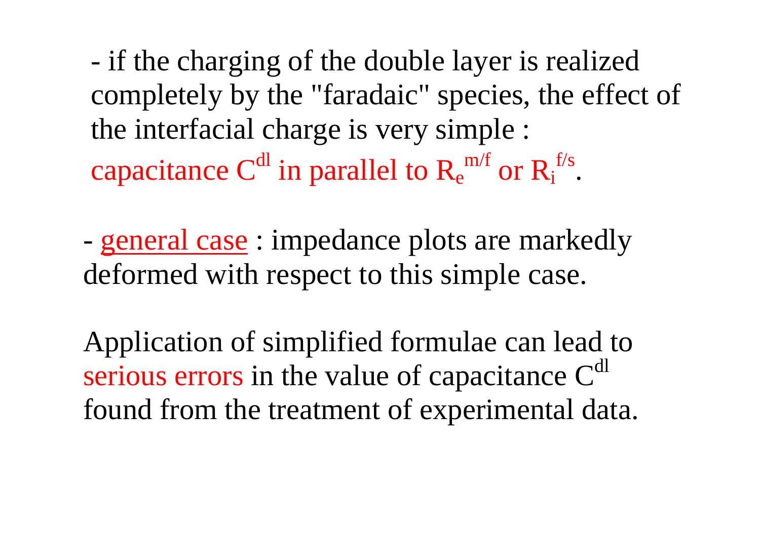- if the charging of the double layer is realized completely by the "faradaic" species, the effect of the interfacial charge is very simple : capacitance $C^{dl}$ in parallel to $R_e^{m/f}$ or $R_i^{f/s}$.

- <u>general case</u> : impedance plots are markedly deformed with respect to this simple case.

Application of simplified formulae can lead to serious errors in the value of capacitance $C^{dl}$ found from the treatment of experimental data.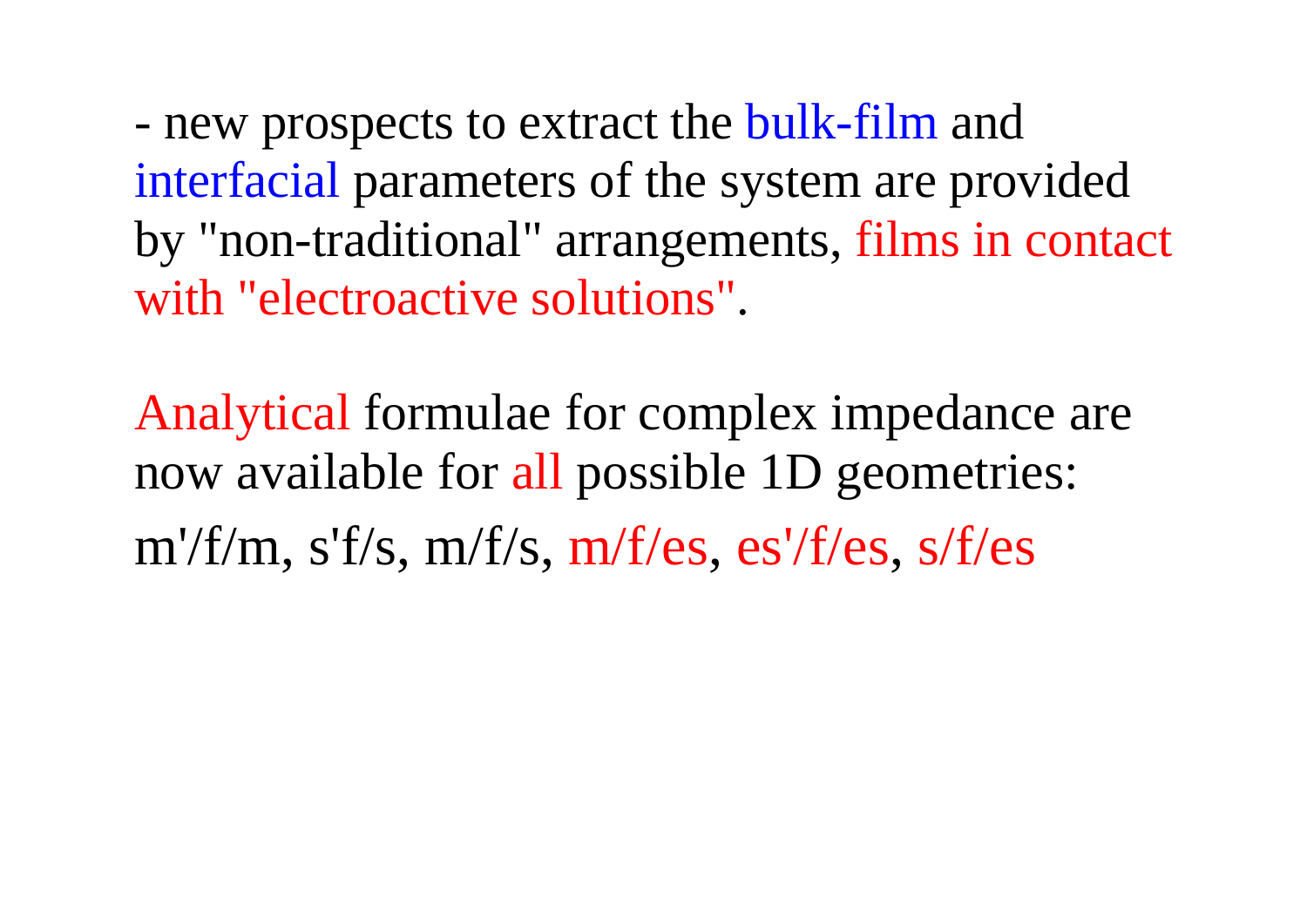- new prospects to extract the bulk-film and interfacial parameters of the system are provided by "non-traditional" arrangements, films in contact with "electroactive solutions".

Analytical formulae for complex impedance are now available for all possible 1D geometries:

m'/f/m, s'f/s, m/f/s, m/f/es, es'/f/es, s/f/es